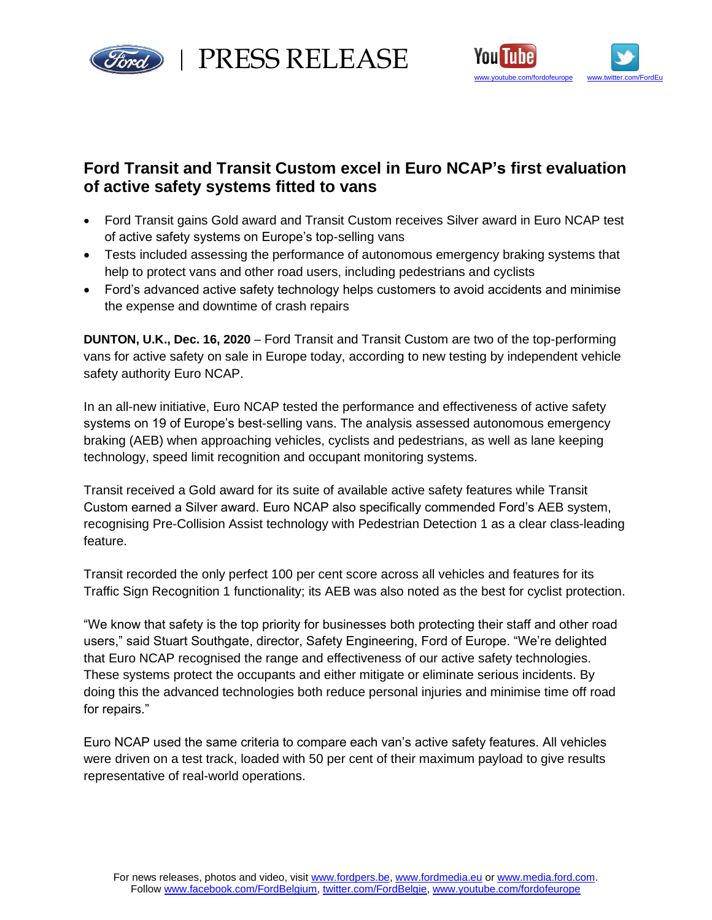PRESS RELEASE

# Ford Transit and Transit Custom excel in Euro NCAP's first evaluation of active safety systems fitted to vans

- Ford Transit gains Gold award and Transit Custom receives Silver award in Euro NCAP test of active safety systems on Europe's top-selling vans
- Tests included assessing the performance of autonomous emergency braking systems that help to protect vans and other road users, including pedestrians and cyclists
- Ford's advanced active safety technology helps customers to avoid accidents and minimise the expense and downtime of crash repairs

**DUNTON, U.K., Dec. 16, 2020** – Ford Transit and Transit Custom are two of the top-performing vans for active safety on sale in Europe today, according to new testing by independent vehicle safety authority Euro NCAP.

In an all-new initiative, Euro NCAP tested the performance and effectiveness of active safety systems on 19 of Europe's best-selling vans. The analysis assessed autonomous emergency braking (AEB) when approaching vehicles, cyclists and pedestrians, as well as lane keeping technology, speed limit recognition and occupant monitoring systems.

Transit received a Gold award for its suite of available active safety features while Transit Custom earned a Silver award. Euro NCAP also specifically commended Ford's AEB system, recognising Pre-Collision Assist technology with Pedestrian Detection 1 as a clear class-leading feature.

Transit recorded the only perfect 100 per cent score across all vehicles and features for its Traffic Sign Recognition 1 functionality; its AEB was also noted as the best for cyclist protection.

"We know that safety is the top priority for businesses both protecting their staff and other road users," said Stuart Southgate, director, Safety Engineering, Ford of Europe. "We're delighted that Euro NCAP recognised the range and effectiveness of our active safety technologies. These systems protect the occupants and either mitigate or eliminate serious incidents. By doing this the advanced technologies both reduce personal injuries and minimise time off road for repairs."

Euro NCAP used the same criteria to compare each van's active safety features. All vehicles were driven on a test track, loaded with 50 per cent of their maximum payload to give results representative of real-world operations.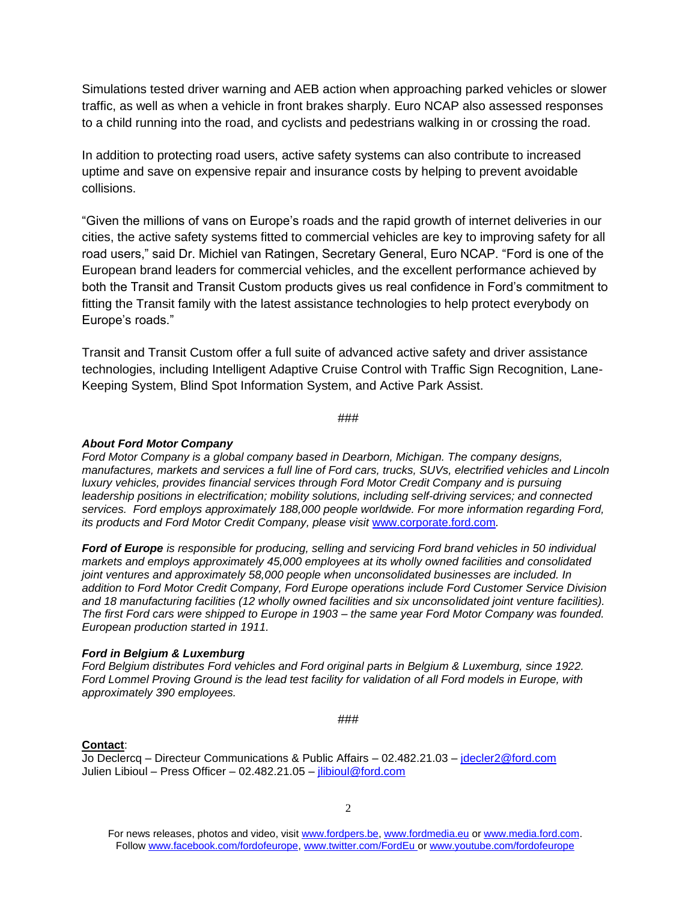Simulations tested driver warning and AEB action when approaching parked vehicles or slower traffic, as well as when a vehicle in front brakes sharply. Euro NCAP also assessed responses to a child running into the road, and cyclists and pedestrians walking in or crossing the road.

In addition to protecting road users, active safety systems can also contribute to increased uptime and save on expensive repair and insurance costs by helping to prevent avoidable collisions.

"Given the millions of vans on Europe's roads and the rapid growth of internet deliveries in our cities, the active safety systems fitted to commercial vehicles are key to improving safety for all road users," said Dr. Michiel van Ratingen, Secretary General, Euro NCAP. "Ford is one of the European brand leaders for commercial vehicles, and the excellent performance achieved by both the Transit and Transit Custom products gives us real confidence in Ford's commitment to fitting the Transit family with the latest assistance technologies to help protect everybody on Europe's roads."

Transit and Transit Custom offer a full suite of advanced active safety and driver assistance technologies, including Intelligent Adaptive Cruise Control with Traffic Sign Recognition, Lane-Keeping System, Blind Spot Information System, and Active Park Assist.

###

***About Ford Motor Company***
*Ford Motor Company is a global company based in Dearborn, Michigan. The company designs, manufactures, markets and services a full line of Ford cars, trucks, SUVs, electrified vehicles and Lincoln luxury vehicles, provides financial services through Ford Motor Credit Company and is pursuing leadership positions in electrification; mobility solutions, including self-driving services; and connected services. Ford employs approximately 188,000 people worldwide. For more information regarding Ford, its products and Ford Motor Credit Company, please visit* www.corporate.ford.com*.*

***Ford of Europe*** *is responsible for producing, selling and servicing Ford brand vehicles in 50 individual markets and employs approximately 45,000 employees at its wholly owned facilities and consolidated joint ventures and approximately 58,000 people when unconsolidated businesses are included. In addition to Ford Motor Credit Company, Ford Europe operations include Ford Customer Service Division and 18 manufacturing facilities (12 wholly owned facilities and six unconsolidated joint venture facilities). The first Ford cars were shipped to Europe in 1903 – the same year Ford Motor Company was founded. European production started in 1911.*

***Ford in Belgium & Luxemburg***
*Ford Belgium distributes Ford vehicles and Ford original parts in Belgium & Luxemburg, since 1922. Ford Lommel Proving Ground is the lead test facility for validation of all Ford models in Europe, with approximately 390 employees.*

###

**Contact**:
Jo Declercq – Directeur Communications & Public Affairs – 02.482.21.03 – jdecler2@ford.com
Julien Libioul – Press Officer – 02.482.21.05 – jlibioul@ford.com

For news releases, photos and video, visit www.fordpers.be, www.fordmedia.eu or www.media.ford.com.
Follow www.facebook.com/fordofeurope, www.twitter.com/FordEu or www.youtube.com/fordofeurope